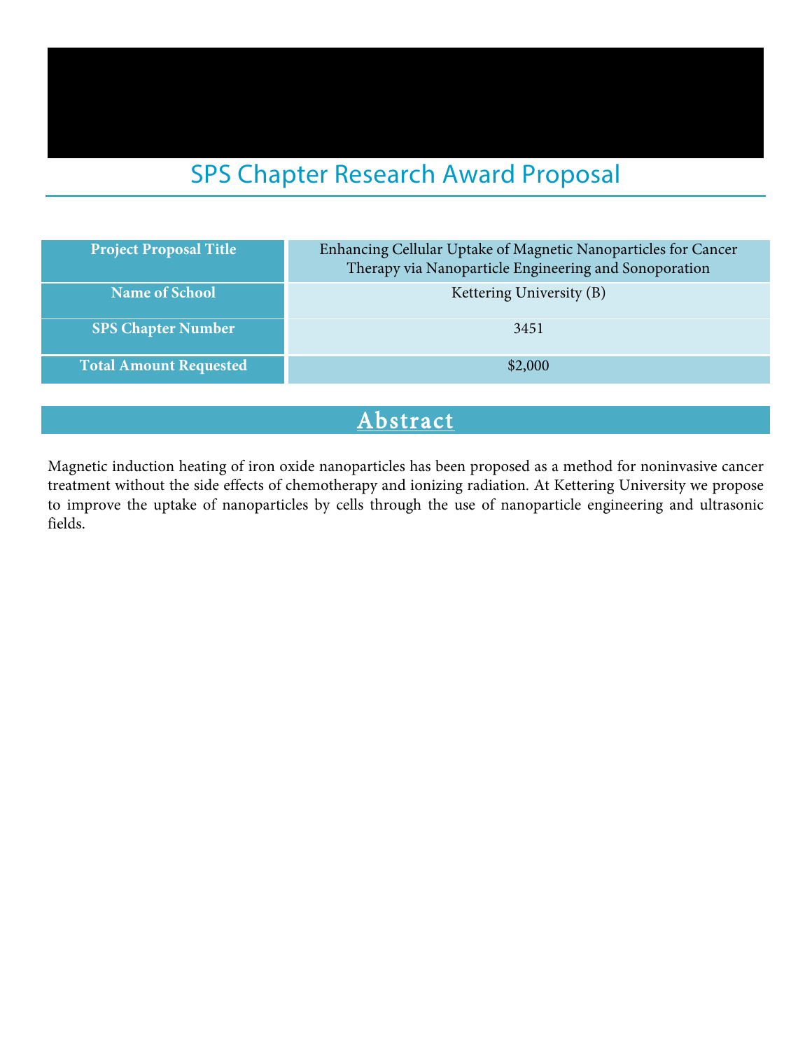# SPS Chapter Research Award Proposal

| | |
|---|---|
| **Project Proposal Title** | Enhancing Cellular Uptake of Magnetic Nanoparticles for Cancer Therapy via Nanoparticle Engineering and Sonoporation |
| **Name of School** | Kettering University (B) |
| **SPS Chapter Number** | 3451 |
| **Total Amount Requested** | $2,000 |

## Abstract

Magnetic induction heating of iron oxide nanoparticles has been proposed as a method for noninvasive cancer treatment without the side effects of chemotherapy and ionizing radiation. At Kettering University we propose to improve the uptake of nanoparticles by cells through the use of nanoparticle engineering and ultrasonic fields.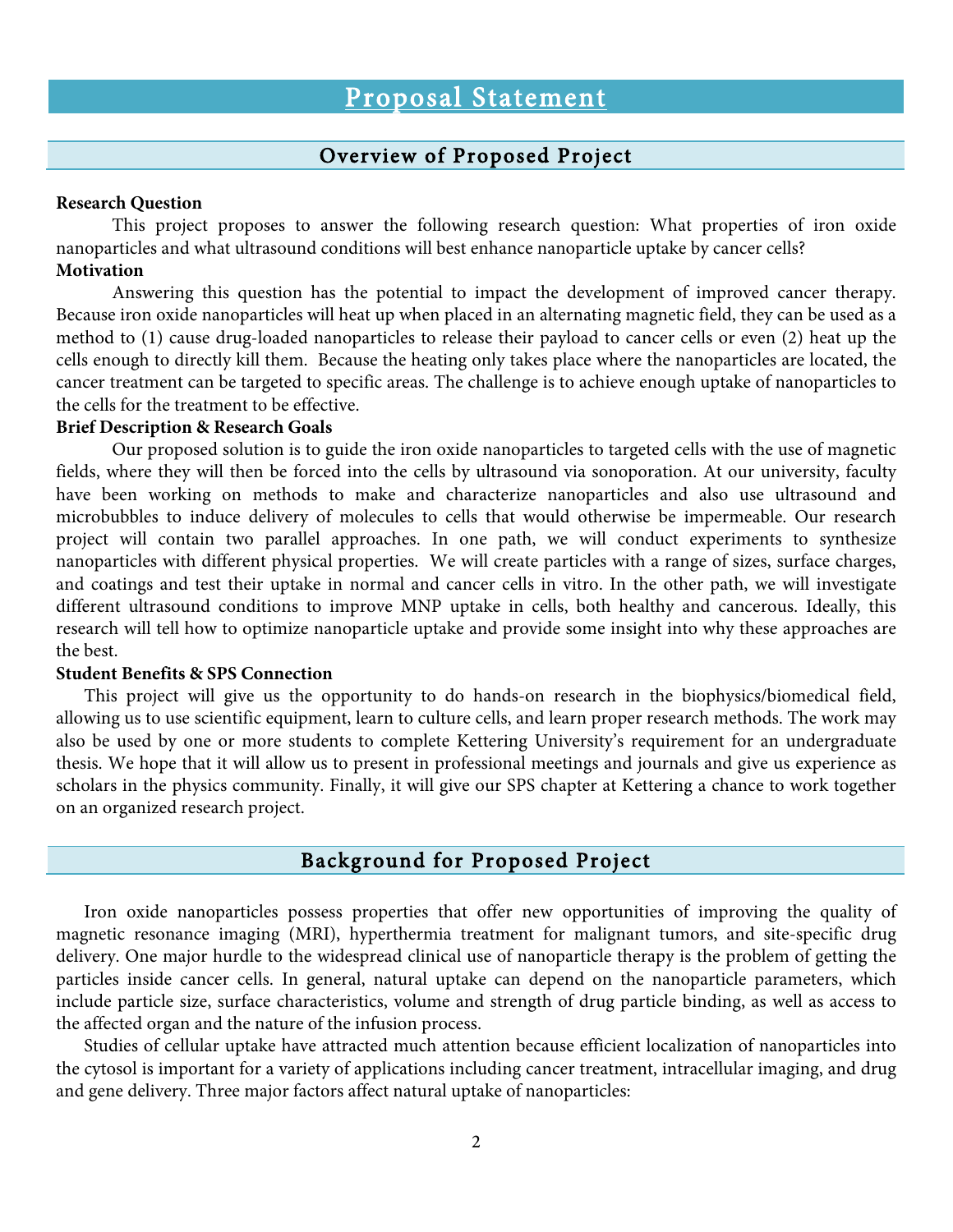# Proposal Statement

## Overview of Proposed Project

**Research Question**

This project proposes to answer the following research question: What properties of iron oxide nanoparticles and what ultrasound conditions will best enhance nanoparticle uptake by cancer cells?

**Motivation**

Answering this question has the potential to impact the development of improved cancer therapy. Because iron oxide nanoparticles will heat up when placed in an alternating magnetic field, they can be used as a method to (1) cause drug-loaded nanoparticles to release their payload to cancer cells or even (2) heat up the cells enough to directly kill them. Because the heating only takes place where the nanoparticles are located, the cancer treatment can be targeted to specific areas. The challenge is to achieve enough uptake of nanoparticles to the cells for the treatment to be effective.

**Brief Description & Research Goals**

Our proposed solution is to guide the iron oxide nanoparticles to targeted cells with the use of magnetic fields, where they will then be forced into the cells by ultrasound via sonoporation. At our university, faculty have been working on methods to make and characterize nanoparticles and also use ultrasound and microbubbles to induce delivery of molecules to cells that would otherwise be impermeable. Our research project will contain two parallel approaches. In one path, we will conduct experiments to synthesize nanoparticles with different physical properties. We will create particles with a range of sizes, surface charges, and coatings and test their uptake in normal and cancer cells in vitro. In the other path, we will investigate different ultrasound conditions to improve MNP uptake in cells, both healthy and cancerous. Ideally, this research will tell how to optimize nanoparticle uptake and provide some insight into why these approaches are the best.

**Student Benefits & SPS Connection**

This project will give us the opportunity to do hands-on research in the biophysics/biomedical field, allowing us to use scientific equipment, learn to culture cells, and learn proper research methods. The work may also be used by one or more students to complete Kettering University's requirement for an undergraduate thesis. We hope that it will allow us to present in professional meetings and journals and give us experience as scholars in the physics community. Finally, it will give our SPS chapter at Kettering a chance to work together on an organized research project.

## Background for Proposed Project

Iron oxide nanoparticles possess properties that offer new opportunities of improving the quality of magnetic resonance imaging (MRI), hyperthermia treatment for malignant tumors, and site-specific drug delivery. One major hurdle to the widespread clinical use of nanoparticle therapy is the problem of getting the particles inside cancer cells. In general, natural uptake can depend on the nanoparticle parameters, which include particle size, surface characteristics, volume and strength of drug particle binding, as well as access to the affected organ and the nature of the infusion process.

Studies of cellular uptake have attracted much attention because efficient localization of nanoparticles into the cytosol is important for a variety of applications including cancer treatment, intracellular imaging, and drug and gene delivery. Three major factors affect natural uptake of nanoparticles: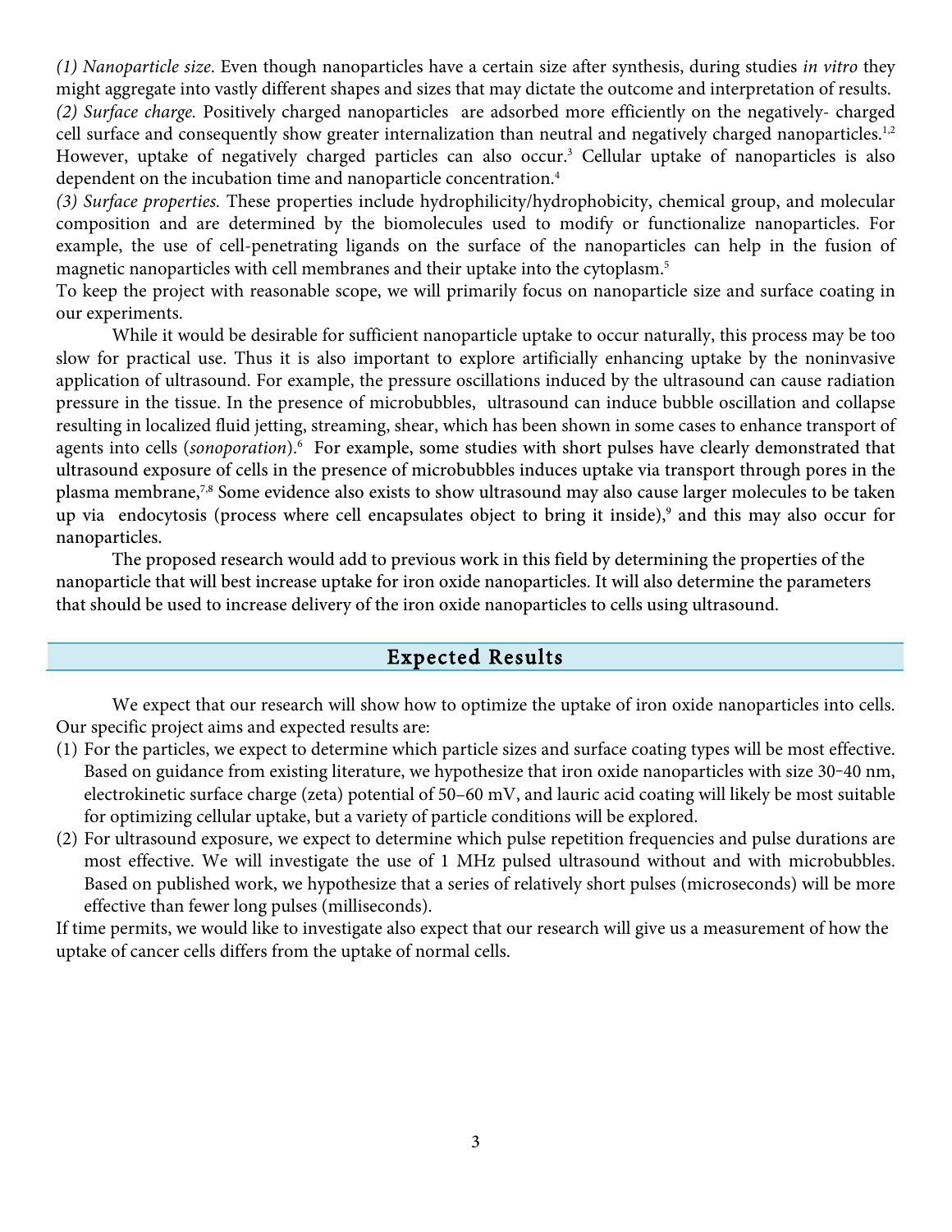*(1) Nanoparticle size*. Even though nanoparticles have a certain size after synthesis, during studies *in vitro* they might aggregate into vastly different shapes and sizes that may dictate the outcome and interpretation of results.

*(2) Surface charge.* Positively charged nanoparticles are adsorbed more efficiently on the negatively- charged cell surface and consequently show greater internalization than neutral and negatively charged nanoparticles.[1,2] However, uptake of negatively charged particles can also occur.[3] Cellular uptake of nanoparticles is also dependent on the incubation time and nanoparticle concentration.[4]

*(3) Surface properties.* These properties include hydrophilicity/hydrophobicity, chemical group, and molecular composition and are determined by the biomolecules used to modify or functionalize nanoparticles. For example, the use of cell-penetrating ligands on the surface of the nanoparticles can help in the fusion of magnetic nanoparticles with cell membranes and their uptake into the cytoplasm.[5]

To keep the project with reasonable scope, we will primarily focus on nanoparticle size and surface coating in our experiments.

While it would be desirable for sufficient nanoparticle uptake to occur naturally, this process may be too slow for practical use. Thus it is also important to explore artificially enhancing uptake by the noninvasive application of ultrasound. For example, the pressure oscillations induced by the ultrasound can cause radiation pressure in the tissue. In the presence of microbubbles, ultrasound can induce bubble oscillation and collapse resulting in localized fluid jetting, streaming, shear, which has been shown in some cases to enhance transport of agents into cells (*sonoporation*).[6] For example, some studies with short pulses have clearly demonstrated that ultrasound exposure of cells in the presence of microbubbles induces uptake via transport through pores in the plasma membrane,[7,8] Some evidence also exists to show ultrasound may also cause larger molecules to be taken up via endocytosis (process where cell encapsulates object to bring it inside),[9] and this may also occur for nanoparticles.

The proposed research would add to previous work in this field by determining the properties of the nanoparticle that will best increase uptake for iron oxide nanoparticles. It will also determine the parameters that should be used to increase delivery of the iron oxide nanoparticles to cells using ultrasound.

## Expected Results

We expect that our research will show how to optimize the uptake of iron oxide nanoparticles into cells. Our specific project aims and expected results are:

(1) For the particles, we expect to determine which particle sizes and surface coating types will be most effective. Based on guidance from existing literature, we hypothesize that iron oxide nanoparticles with size 30-40 nm, electrokinetic surface charge (zeta) potential of 50–60 mV, and lauric acid coating will likely be most suitable for optimizing cellular uptake, but a variety of particle conditions will be explored.

(2) For ultrasound exposure, we expect to determine which pulse repetition frequencies and pulse durations are most effective. We will investigate the use of 1 MHz pulsed ultrasound without and with microbubbles. Based on published work, we hypothesize that a series of relatively short pulses (microseconds) will be more effective than fewer long pulses (milliseconds).

If time permits, we would like to investigate also expect that our research will give us a measurement of how the uptake of cancer cells differs from the uptake of normal cells.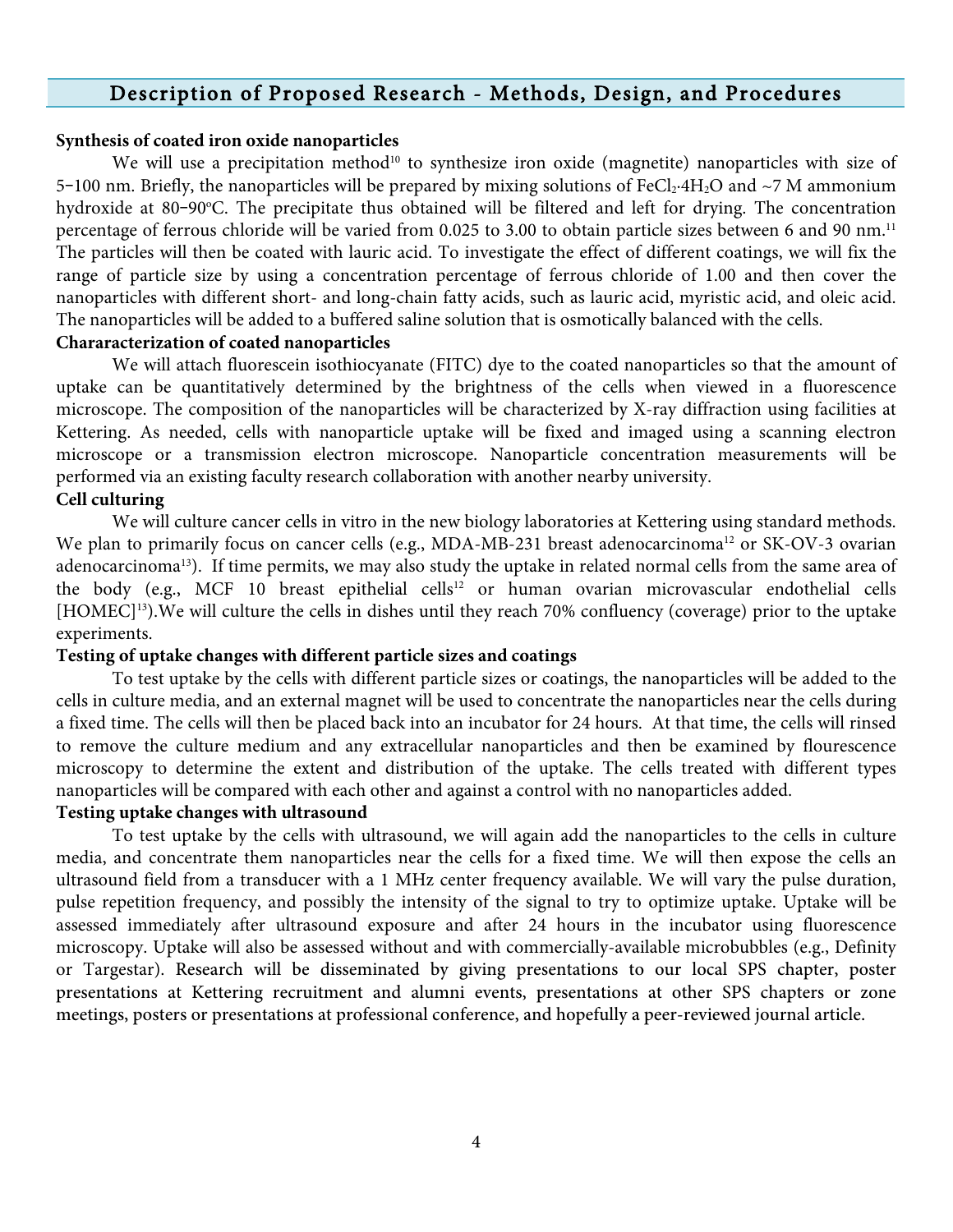## Description of Proposed Research - Methods, Design, and Procedures

**Synthesis of coated iron oxide nanoparticles**

We will use a precipitation method[10] to synthesize iron oxide (magnetite) nanoparticles with size of 5–100 nm. Briefly, the nanoparticles will be prepared by mixing solutions of $FeCl_2{\cdot}4H_2O$ and ~7 M ammonium hydroxide at 80–90°C. The precipitate thus obtained will be filtered and left for drying. The concentration percentage of ferrous chloride will be varied from 0.025 to 3.00 to obtain particle sizes between 6 and 90 nm.[11] The particles will then be coated with lauric acid. To investigate the effect of different coatings, we will fix the range of particle size by using a concentration percentage of ferrous chloride of 1.00 and then cover the nanoparticles with different short- and long-chain fatty acids, such as lauric acid, myristic acid, and oleic acid. The nanoparticles will be added to a buffered saline solution that is osmotically balanced with the cells.

**Chararacterization of coated nanoparticles**

We will attach fluorescein isothiocyanate (FITC) dye to the coated nanoparticles so that the amount of uptake can be quantitatively determined by the brightness of the cells when viewed in a fluorescence microscope. The composition of the nanoparticles will be characterized by X-ray diffraction using facilities at Kettering. As needed, cells with nanoparticle uptake will be fixed and imaged using a scanning electron microscope or a transmission electron microscope. Nanoparticle concentration measurements will be performed via an existing faculty research collaboration with another nearby university.

**Cell culturing**

We will culture cancer cells in vitro in the new biology laboratories at Kettering using standard methods. We plan to primarily focus on cancer cells (e.g., MDA-MB-231 breast adenocarcinoma[12] or SK-OV-3 ovarian adenocarcinoma[13]). If time permits, we may also study the uptake in related normal cells from the same area of the body (e.g., MCF 10 breast epithelial cells[12] or human ovarian microvascular endothelial cells [HOMEC][13]).We will culture the cells in dishes until they reach 70% confluency (coverage) prior to the uptake experiments.

**Testing of uptake changes with different particle sizes and coatings**

To test uptake by the cells with different particle sizes or coatings, the nanoparticles will be added to the cells in culture media, and an external magnet will be used to concentrate the nanoparticles near the cells during a fixed time. The cells will then be placed back into an incubator for 24 hours. At that time, the cells will rinsed to remove the culture medium and any extracellular nanoparticles and then be examined by flourescence microscopy to determine the extent and distribution of the uptake. The cells treated with different types nanoparticles will be compared with each other and against a control with no nanoparticles added.

**Testing uptake changes with ultrasound**

To test uptake by the cells with ultrasound, we will again add the nanoparticles to the cells in culture media, and concentrate them nanoparticles near the cells for a fixed time. We will then expose the cells an ultrasound field from a transducer with a 1 MHz center frequency available. We will vary the pulse duration, pulse repetition frequency, and possibly the intensity of the signal to try to optimize uptake. Uptake will be assessed immediately after ultrasound exposure and after 24 hours in the incubator using fluorescence microscopy. Uptake will also be assessed without and with commercially-available microbubbles (e.g., Definity or Targestar). Research will be disseminated by giving presentations to our local SPS chapter, poster presentations at Kettering recruitment and alumni events, presentations at other SPS chapters or zone meetings, posters or presentations at professional conference, and hopefully a peer-reviewed journal article.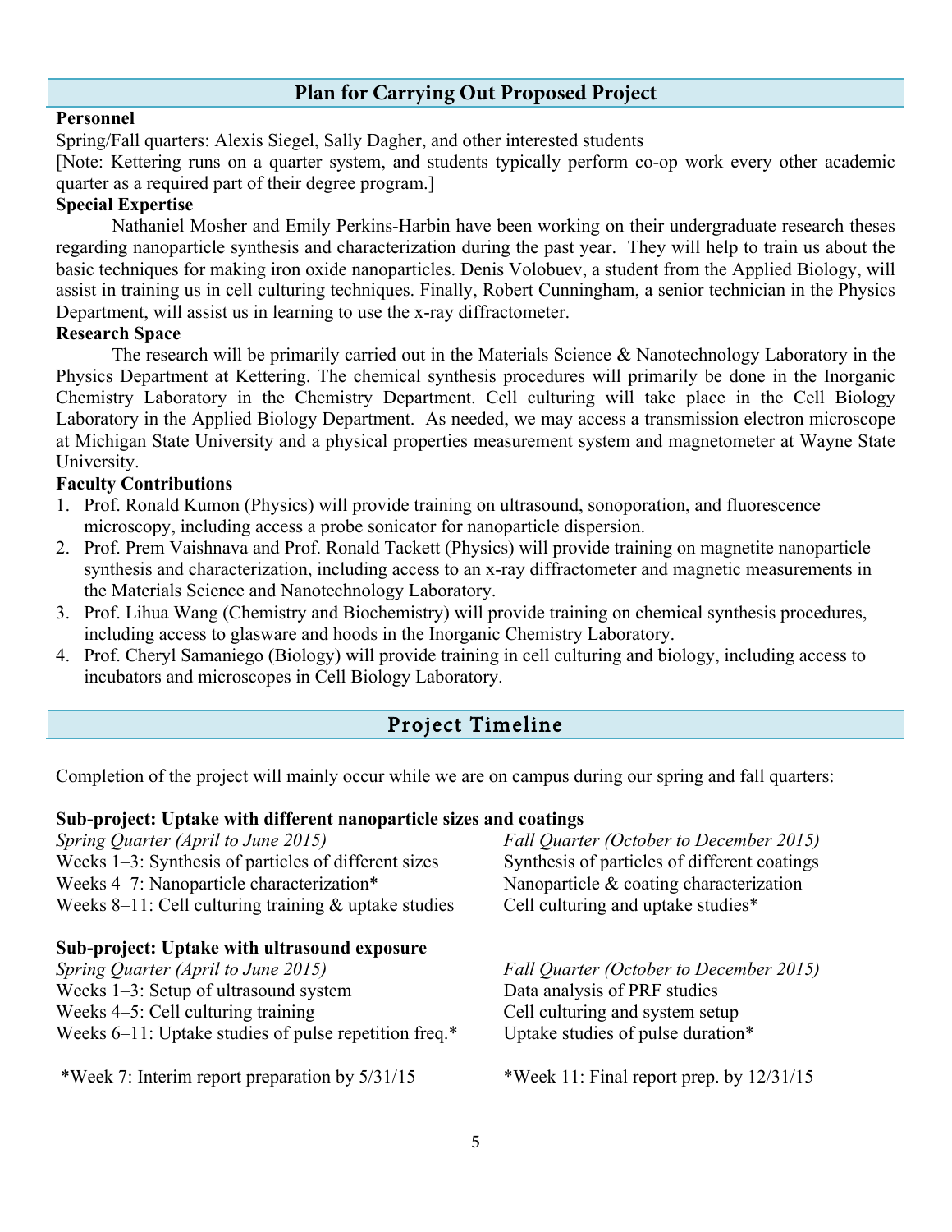## Plan for Carrying Out Proposed Project

**Personnel**

Spring/Fall quarters: Alexis Siegel, Sally Dagher, and other interested students

[Note: Kettering runs on a quarter system, and students typically perform co-op work every other academic quarter as a required part of their degree program.]

**Special Expertise**

Nathaniel Mosher and Emily Perkins-Harbin have been working on their undergraduate research theses regarding nanoparticle synthesis and characterization during the past year. They will help to train us about the basic techniques for making iron oxide nanoparticles. Denis Volobuev, a student from the Applied Biology, will assist in training us in cell culturing techniques. Finally, Robert Cunningham, a senior technician in the Physics Department, will assist us in learning to use the x-ray diffractometer.

**Research Space**

The research will be primarily carried out in the Materials Science & Nanotechnology Laboratory in the Physics Department at Kettering. The chemical synthesis procedures will primarily be done in the Inorganic Chemistry Laboratory in the Chemistry Department. Cell culturing will take place in the Cell Biology Laboratory in the Applied Biology Department. As needed, we may access a transmission electron microscope at Michigan State University and a physical properties measurement system and magnetometer at Wayne State University.

**Faculty Contributions**

1. Prof. Ronald Kumon (Physics) will provide training on ultrasound, sonoporation, and fluorescence microscopy, including access a probe sonicator for nanoparticle dispersion.
2. Prof. Prem Vaishnava and Prof. Ronald Tackett (Physics) will provide training on magnetite nanoparticle synthesis and characterization, including access to an x-ray diffractometer and magnetic measurements in the Materials Science and Nanotechnology Laboratory.
3. Prof. Lihua Wang (Chemistry and Biochemistry) will provide training on chemical synthesis procedures, including access to glasware and hoods in the Inorganic Chemistry Laboratory.
4. Prof. Cheryl Samaniego (Biology) will provide training in cell culturing and biology, including access to incubators and microscopes in Cell Biology Laboratory.

## Project Timeline

Completion of the project will mainly occur while we are on campus during our spring and fall quarters:

**Sub-project: Uptake with different nanoparticle sizes and coatings**

| *Spring Quarter (April to June 2015)* | *Fall Quarter (October to December 2015)* |
|---|---|
| Weeks 1–3: Synthesis of particles of different sizes | Synthesis of particles of different coatings |
| Weeks 4–7: Nanoparticle characterization* | Nanoparticle & coating characterization |
| Weeks 8–11: Cell culturing training & uptake studies | Cell culturing and uptake studies* |

**Sub-project: Uptake with ultrasound exposure**

| *Spring Quarter (April to June 2015)* | *Fall Quarter (October to December 2015)* |
|---|---|
| Weeks 1–3: Setup of ultrasound system | Data analysis of PRF studies |
| Weeks 4–5: Cell culturing training | Cell culturing and system setup |
| Weeks 6–11: Uptake studies of pulse repetition freq.* | Uptake studies of pulse duration* |

*Week 7: Interim report preparation by 5/31/15

*Week 11: Final report prep. by 12/31/15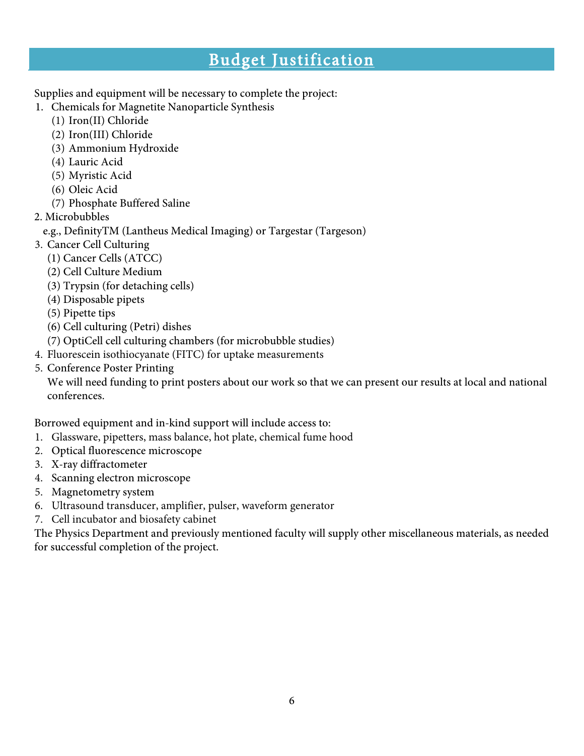# Budget Justification

Supplies and equipment will be necessary to complete the project:

1. Chemicals for Magnetite Nanoparticle Synthesis
   (1) Iron(II) Chloride
   (2) Iron(III) Chloride
   (3) Ammonium Hydroxide
   (4) Lauric Acid
   (5) Myristic Acid
   (6) Oleic Acid
   (7) Phosphate Buffered Saline
2. Microbubbles
   e.g., DefinityTM (Lantheus Medical Imaging) or Targestar (Targeson)
3. Cancer Cell Culturing
   (1) Cancer Cells (ATCC)
   (2) Cell Culture Medium
   (3) Trypsin (for detaching cells)
   (4) Disposable pipets
   (5) Pipette tips
   (6) Cell culturing (Petri) dishes
   (7) OptiCell cell culturing chambers (for microbubble studies)
4. Fluorescein isothiocyanate (FITC) for uptake measurements
5. Conference Poster Printing
   We will need funding to print posters about our work so that we can present our results at local and national conferences.

Borrowed equipment and in-kind support will include access to:

1. Glassware, pipetters, mass balance, hot plate, chemical fume hood
2. Optical fluorescence microscope
3. X-ray diffractometer
4. Scanning electron microscope
5. Magnetometry system
6. Ultrasound transducer, amplifier, pulser, waveform generator
7. Cell incubator and biosafety cabinet

The Physics Department and previously mentioned faculty will supply other miscellaneous materials, as needed for successful completion of the project.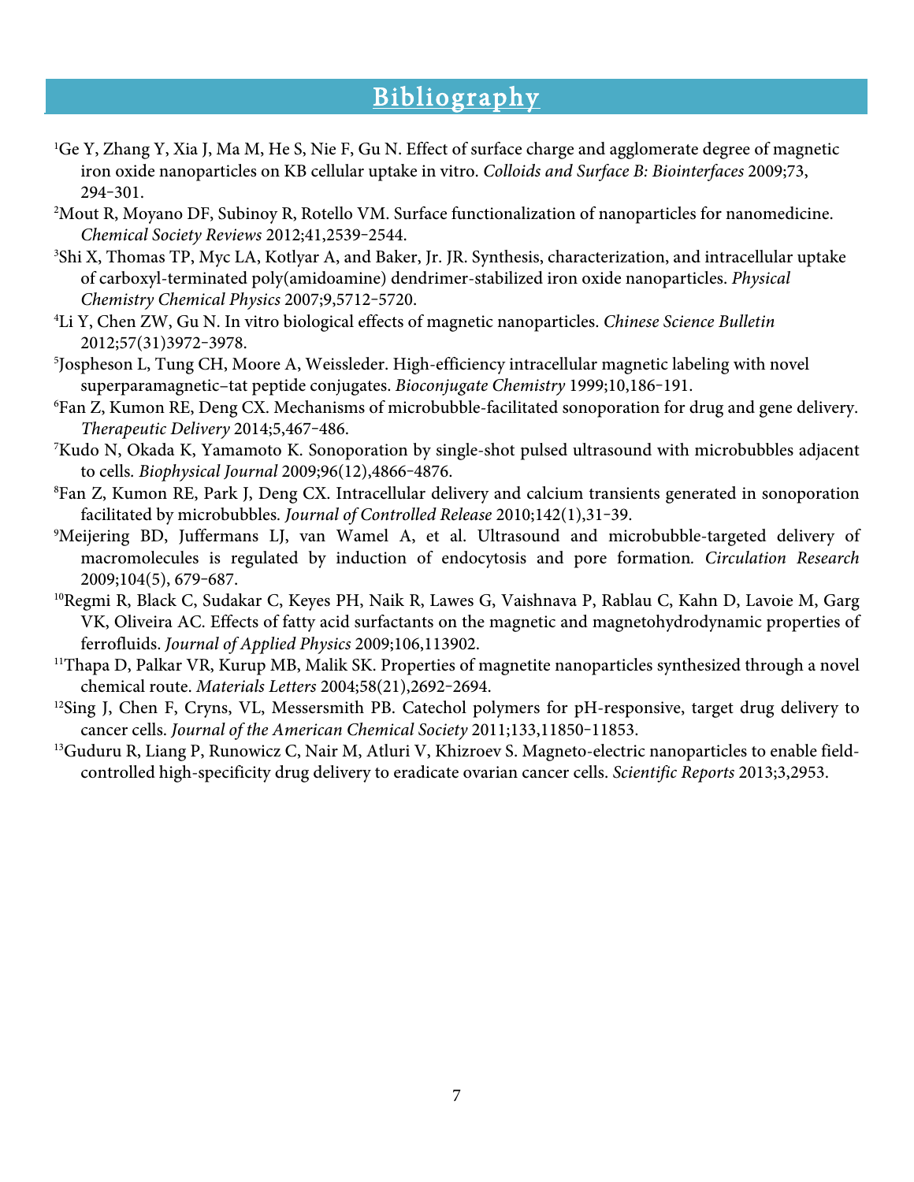# Bibliography

[1]Ge Y, Zhang Y, Xia J, Ma M, He S, Nie F, Gu N. Effect of surface charge and agglomerate degree of magnetic iron oxide nanoparticles on KB cellular uptake in vitro. *Colloids and Surface B: Biointerfaces* 2009;73, 294-301.

[2]Mout R, Moyano DF, Subinoy R, Rotello VM. Surface functionalization of nanoparticles for nanomedicine. *Chemical Society Reviews* 2012;41,2539-2544.

[3]Shi X, Thomas TP, Myc LA, Kotlyar A, and Baker, Jr. JR. Synthesis, characterization, and intracellular uptake of carboxyl-terminated poly(amidoamine) dendrimer-stabilized iron oxide nanoparticles. *Physical Chemistry Chemical Physics* 2007;9,5712-5720.

[4]Li Y, Chen ZW, Gu N. In vitro biological effects of magnetic nanoparticles. *Chinese Science Bulletin* 2012;57(31)3972-3978.

[5]Jospheson L, Tung CH, Moore A, Weissleder. High-efficiency intracellular magnetic labeling with novel superparamagnetic–tat peptide conjugates. *Bioconjugate Chemistry* 1999;10,186-191.

[6]Fan Z, Kumon RE, Deng CX. Mechanisms of microbubble-facilitated sonoporation for drug and gene delivery. *Therapeutic Delivery* 2014;5,467-486.

[7]Kudo N, Okada K, Yamamoto K. Sonoporation by single-shot pulsed ultrasound with microbubbles adjacent to cells. *Biophysical Journal* 2009;96(12),4866-4876.

[8]Fan Z, Kumon RE, Park J, Deng CX. Intracellular delivery and calcium transients generated in sonoporation facilitated by microbubbles. *Journal of Controlled Release* 2010;142(1),31-39.

[9]Meijering BD, Juffermans LJ, van Wamel A, et al. Ultrasound and microbubble-targeted delivery of macromolecules is regulated by induction of endocytosis and pore formation. *Circulation Research* 2009;104(5), 679-687.

[10]Regmi R, Black C, Sudakar C, Keyes PH, Naik R, Lawes G, Vaishnava P, Rablau C, Kahn D, Lavoie M, Garg VK, Oliveira AC. Effects of fatty acid surfactants on the magnetic and magnetohydrodynamic properties of ferrofluids. *Journal of Applied Physics* 2009;106,113902.

[11]Thapa D, Palkar VR, Kurup MB, Malik SK. Properties of magnetite nanoparticles synthesized through a novel chemical route. *Materials Letters* 2004;58(21),2692-2694.

[12]Sing J, Chen F, Cryns, VL, Messersmith PB. Catechol polymers for pH-responsive, target drug delivery to cancer cells. *Journal of the American Chemical Society* 2011;133,11850-11853.

[13]Guduru R, Liang P, Runowicz C, Nair M, Atluri V, Khizroev S. Magneto-electric nanoparticles to enable field-controlled high-specificity drug delivery to eradicate ovarian cancer cells. *Scientific Reports* 2013;3,2953.